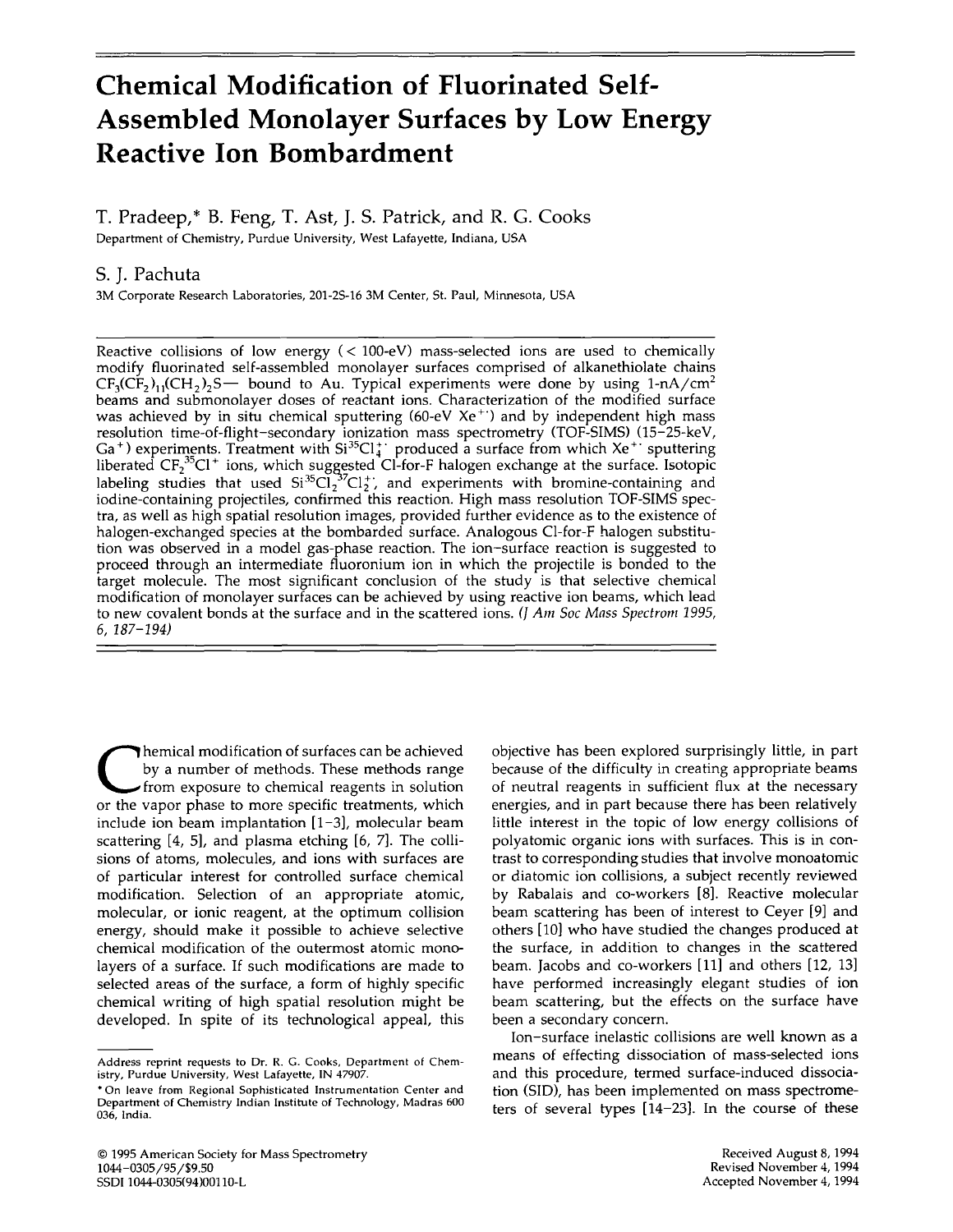# Chemical Modification of Fluorinated Self-Assembled Monolayer Surfaces by Low Energy Reactive Ion Bombardment

T. Pradeep,* B. Feng, T. Ast, J. S. Patrick, and R. G. Cooks
Department of Chemistry, Purdue University, West Lafayette, Indiana, USA

S. J. Pachuta
3M Corporate Research Laboratories, 201-2S-16 3M Center, St. Paul, Minnesota, USA

Reactive collisions of low energy (< 100-eV) mass-selected ions are used to chemically modify fluorinated self-assembled monolayer surfaces comprised of alkanethiolate chains $CF_3(CF_2)_{11}(CH_2)_2S$— bound to Au. Typical experiments were done by using 1-nA/cm$^2$ beams and submonolayer doses of reactant ions. Characterization of the modified surface was achieved by in situ chemical sputtering (60-eV $Xe^{+\cdot}$) and by independent high mass resolution time-of-flight–secondary ionization mass spectrometry (TOF-SIMS) (15–25-keV, $Ga^+$) experiments. Treatment with $Si^{35}Cl_4^{+\cdot}$ produced a surface from which $Xe^{+\cdot}$ sputtering liberated $CF_2{}^{35}Cl^+$ ions, which suggested Cl-for-F halogen exchange at the surface. Isotopic labeling studies that used $Si^{35}Cl_2{}^{37}Cl_2^{+\cdot}$, and experiments with bromine-containing and iodine-containing projectiles, confirmed this reaction. High mass resolution TOF-SIMS spectra, as well as high spatial resolution images, provided further evidence as to the existence of halogen-exchanged species at the bombarded surface. Analogous Cl-for-F halogen substitution was observed in a model gas-phase reaction. The ion–surface reaction is suggested to proceed through an intermediate fluoronium ion in which the projectile is bonded to the target molecule. The most significant conclusion of the study is that selective chemical modification of monolayer surfaces can be achieved by using reactive ion beams, which lead to new covalent bonds at the surface and in the scattered ions. *(J Am Soc Mass Spectrom 1995, 6, 187–194)*

Chemical modification of surfaces can be achieved by a number of methods. These methods range from exposure to chemical reagents in solution or the vapor phase to more specific treatments, which include ion beam implantation [1–3], molecular beam scattering [4, 5], and plasma etching [6, 7]. The collisions of atoms, molecules, and ions with surfaces are of particular interest for controlled surface chemical modification. Selection of an appropriate atomic, molecular, or ionic reagent, at the optimum collision energy, should make it possible to achieve selective chemical modification of the outermost atomic monolayers of a surface. If such modifications are made to selected areas of the surface, a form of highly specific chemical writing of high spatial resolution might be developed. In spite of its technological appeal, this objective has been explored surprisingly little, in part because of the difficulty in creating appropriate beams of neutral reagents in sufficient flux at the necessary energies, and in part because there has been relatively little interest in the topic of low energy collisions of polyatomic organic ions with surfaces. This is in contrast to corresponding studies that involve monoatomic or diatomic ion collisions, a subject recently reviewed by Rabalais and co-workers [8]. Reactive molecular beam scattering has been of interest to Ceyer [9] and others [10] who have studied the changes produced at the surface, in addition to changes in the scattered beam. Jacobs and co-workers [11] and others [12, 13] have performed increasingly elegant studies of ion beam scattering, but the effects on the surface have been a secondary concern.

Ion–surface inelastic collisions are well known as a means of effecting dissociation of mass-selected ions and this procedure, termed surface-induced dissociation (SID), has been implemented on mass spectrometers of several types [14–23]. In the course of these

Address reprint requests to Dr. R. G. Cooks, Department of Chemistry, Purdue University, West Lafayette, IN 47907.

* On leave from Regional Sophisticated Instrumentation Center and Department of Chemistry Indian Institute of Technology, Madras 600 036, India.

© 1995 American Society for Mass Spectrometry
1044-0305/95/$9.50
SSDI 1044-0305(94)00110-L

Received August 8, 1994
Revised November 4, 1994
Accepted November 4, 1994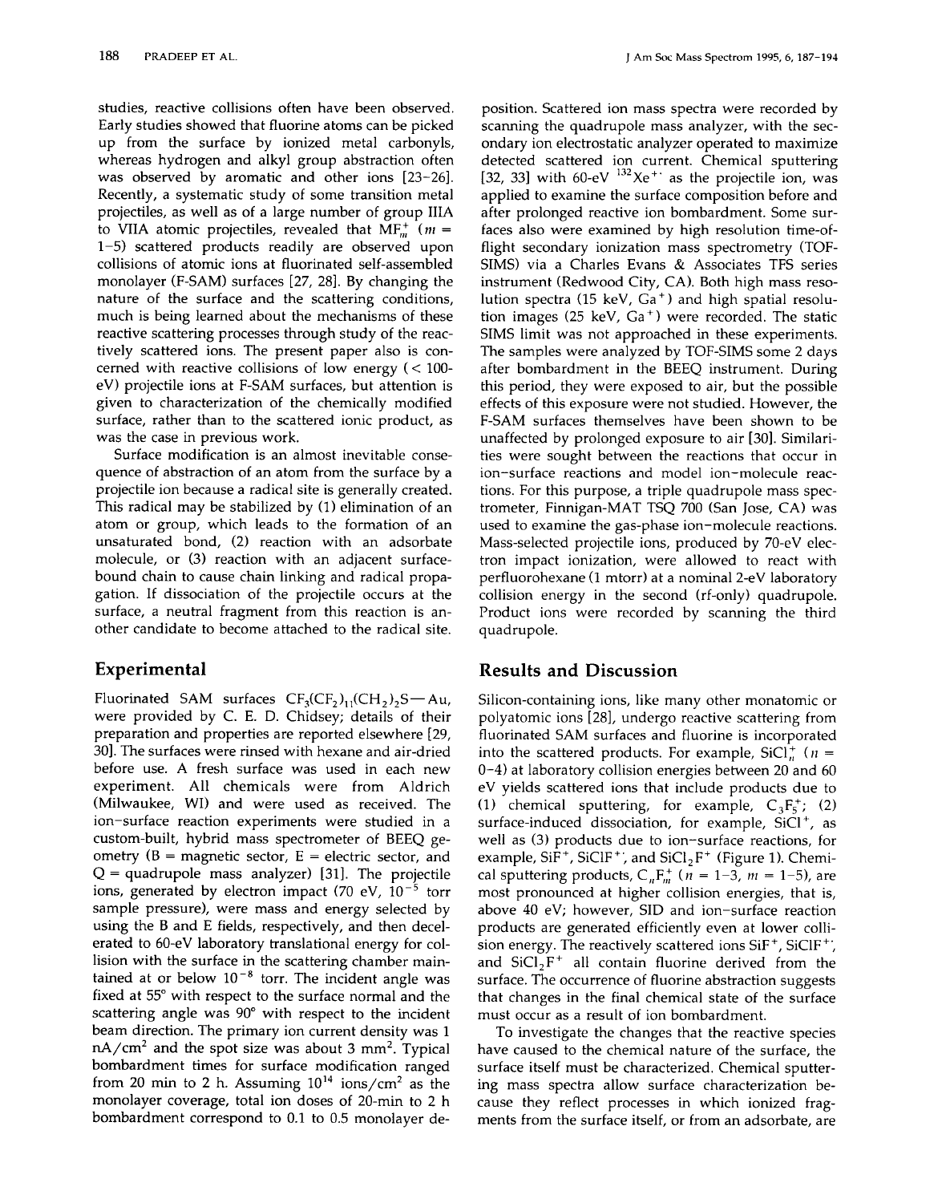studies, reactive collisions often have been observed. Early studies showed that fluorine atoms can be picked up from the surface by ionized metal carbonyls, whereas hydrogen and alkyl group abstraction often was observed by aromatic and other ions [23–26]. Recently, a systematic study of some transition metal projectiles, as well as of a large number of group IIIA to VIIA atomic projectiles, revealed that $MF_m^+$ ($m$ = 1–5) scattered products readily are observed upon collisions of atomic ions at fluorinated self-assembled monolayer (F-SAM) surfaces [27, 28]. By changing the nature of the surface and the scattering conditions, much is being learned about the mechanisms of these reactive scattering processes through study of the reactively scattered ions. The present paper also is concerned with reactive collisions of low energy (< 100-eV) projectile ions at F-SAM surfaces, but attention is given to characterization of the chemically modified surface, rather than to the scattered ionic product, as was the case in previous work.

Surface modification is an almost inevitable consequence of abstraction of an atom from the surface by a projectile ion because a radical site is generally created. This radical may be stabilized by (1) elimination of an atom or group, which leads to the formation of an unsaturated bond, (2) reaction with an adsorbate molecule, or (3) reaction with an adjacent surface-bound chain to cause chain linking and radical propagation. If dissociation of the projectile occurs at the surface, a neutral fragment from this reaction is another candidate to become attached to the radical site.

## Experimental

Fluorinated SAM surfaces $CF_3(CF_2)_{11}(CH_2)_2S$—Au, were provided by C. E. D. Chidsey; details of their preparation and properties are reported elsewhere [29, 30]. The surfaces were rinsed with hexane and air-dried before use. A fresh surface was used in each new experiment. All chemicals were from Aldrich (Milwaukee, WI) and were used as received. The ion–surface reaction experiments were studied in a custom-built, hybrid mass spectrometer of BEEQ geometry (B = magnetic sector, E = electric sector, and Q = quadrupole mass analyzer) [31]. The projectile ions, generated by electron impact (70 eV, $10^{-5}$ torr sample pressure), were mass and energy selected by using the B and E fields, respectively, and then decelerated to 60-eV laboratory translational energy for collision with the surface in the scattering chamber maintained at or below $10^{-8}$ torr. The incident angle was fixed at 55° with respect to the surface normal and the scattering angle was 90° with respect to the incident beam direction. The primary ion current density was 1 nA/cm$^2$ and the spot size was about 3 mm$^2$. Typical bombardment times for surface modification ranged from 20 min to 2 h. Assuming $10^{14}$ ions/cm$^2$ as the monolayer coverage, total ion doses of 20-min to 2 h bombardment correspond to 0.1 to 0.5 monolayer deposition. Scattered ion mass spectra were recorded by scanning the quadrupole mass analyzer, with the secondary ion electrostatic analyzer operated to maximize detected scattered ion current. Chemical sputtering [32, 33] with 60-eV $^{132}Xe^{+\cdot}$ as the projectile ion, was applied to examine the surface composition before and after prolonged reactive ion bombardment. Some surfaces also were examined by high resolution time-of-flight secondary ionization mass spectrometry (TOF-SIMS) via a Charles Evans & Associates TFS series instrument (Redwood City, CA). Both high mass resolution spectra (15 keV, $Ga^+$) and high spatial resolution images (25 keV, $Ga^+$) were recorded. The static SIMS limit was not approached in these experiments. The samples were analyzed by TOF-SIMS some 2 days after bombardment in the BEEQ instrument. During this period, they were exposed to air, but the possible effects of this exposure were not studied. However, the F-SAM surfaces themselves have been shown to be unaffected by prolonged exposure to air [30]. Similarities were sought between the reactions that occur in ion–surface reactions and model ion–molecule reactions. For this purpose, a triple quadrupole mass spectrometer, Finnigan-MAT TSQ 700 (San Jose, CA) was used to examine the gas-phase ion–molecule reactions. Mass-selected projectile ions, produced by 70-eV electron impact ionization, were allowed to react with perfluorohexane (1 mtorr) at a nominal 2-eV laboratory collision energy in the second (rf-only) quadrupole. Product ions were recorded by scanning the third quadrupole.

## Results and Discussion

Silicon-containing ions, like many other monatomic or polyatomic ions [28], undergo reactive scattering from fluorinated SAM surfaces and fluorine is incorporated into the scattered products. For example, $SiCl_n^+$ ($n$ = 0–4) at laboratory collision energies between 20 and 60 eV yields scattered ions that include products due to (1) chemical sputtering, for example, $C_3F_5^+$; (2) surface-induced dissociation, for example, $SiCl^+$, as well as (3) products due to ion–surface reactions, for example, $SiF^+$, $SiClF^{+\cdot}$, and $SiCl_2F^+$ (Figure 1). Chemical sputtering products, $C_nF_m^+$ ($n$ = 1–3, $m$ = 1–5), are most pronounced at higher collision energies, that is, above 40 eV; however, SID and ion–surface reaction products are generated efficiently even at lower collision energy. The reactively scattered ions $SiF^+$, $SiClF^{+\cdot}$, and $SiCl_2F^+$ all contain fluorine derived from the surface. The occurrence of fluorine abstraction suggests that changes in the final chemical state of the surface must occur as a result of ion bombardment.

To investigate the changes that the reactive species have caused to the chemical nature of the surface, the surface itself must be characterized. Chemical sputtering mass spectra allow surface characterization because they reflect processes in which ionized fragments from the surface itself, or from an adsorbate, are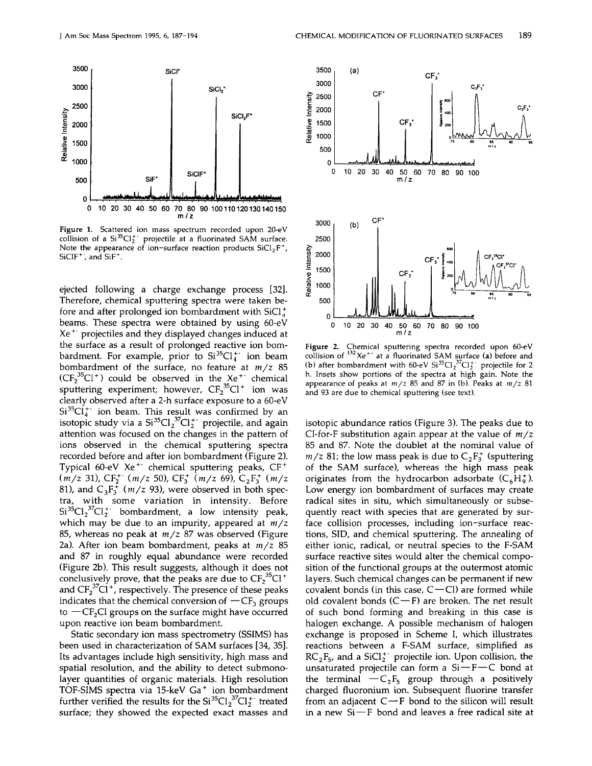3500

3000

2500

2000

1500

1000

500

0

Relative Intensity

SiCl⁺

SiCl₂⁺·

SiCl₂F⁺

SiClF⁺

SiF⁺

0 10 20 30 40 50 60 70 80 90 100 110 120 130 140 150

m/z

**Figure 1.** Scattered ion mass spectrum recorded upon 20-eV collision of a $Si^{35}Cl_2^{+\cdot}$ projectile at a fluorinated SAM surface. Note the appearance of ion–surface reaction products $SiCl_2F^+$, $SiClF^+$, and $SiF^+$.

(a)

CF₃⁺

CF⁺

CF₂⁺

C₂F₃⁺

C₃F₃⁺

(b)

CF⁺

CF₃⁺

CF₂⁺

CF₂³⁵Cl⁺

CF₂³⁷Cl⁺

Relative Intensity

m/z

**Figure 2.** Chemical sputtering spectra recorded upon 60-eV collision of $^{132}Xe^{+\cdot}$ at a fluorinated SAM surface (**a**) before and (**b**) after bombardment with 60-eV $Si^{35}Cl_2{}^{37}Cl_2^{+\cdot}$ projectile for 2 h. Insets show portions of the spectra at high gain. Note the appearance of peaks at *m/z* 85 and 87 in (b). Peaks at *m/z* 81 and 93 are due to chemical sputtering (see text).

ejected following a charge exchange process [32]. Therefore, chemical sputtering spectra were taken before and after prolonged ion bombardment with $SiCl_n^+$ beams. These spectra were obtained by using 60-eV $Xe^{+\cdot}$ projectiles and they displayed changes induced at the surface as a result of prolonged reactive ion bombardment. For example, prior to $Si^{35}Cl_4^{+\cdot}$ ion beam bombardment of the surface, no feature at *m/z* 85 ($CF_2{}^{35}Cl^+$) could be observed in the $Xe^{+\cdot}$ chemical sputtering experiment; however, $CF_2{}^{35}Cl^+$ ion was clearly observed after a 2-h surface exposure to a 60-eV $Si^{35}Cl_4^{+\cdot}$ ion beam. This result was confirmed by an isotopic study via a $Si^{35}Cl_2{}^{37}Cl_2^{+\cdot}$ projectile, and again attention was focused on the changes in the pattern of ions observed in the chemical sputtering spectra recorded before and after ion bombardment (Figure 2). Typical 60-eV $Xe^{+\cdot}$ chemical sputtering peaks, $CF^+$ (*m/z* 31), $CF_2^{+\cdot}$ (*m/z* 50), $CF_3^+$ (*m/z* 69), $C_2F_3^+$ (*m/z* 81), and $C_3F_3^+$ (*m/z* 93), were observed in both spectra, with some variation in intensity. Before $Si^{35}Cl_2{}^{37}Cl_2^{+\cdot}$ bombardment, a low intensity peak, which may be due to an impurity, appeared at *m/z* 85, whereas no peak at *m/z* 87 was observed (Figure 2a). After ion beam bombardment, peaks at *m/z* 85 and 87 in roughly equal abundance were recorded (Figure 2b). This result suggests, although it does not conclusively prove, that the peaks are due to $CF_2{}^{35}Cl^+$ and $CF_2{}^{37}Cl^+$, respectively. The presence of these peaks indicates that the chemical conversion of $-CF_3$ groups to $-CF_2Cl$ groups on the surface might have occurred upon reactive ion beam bombardment.

Static secondary ion mass spectrometry (SSIMS) has been used in characterization of SAM surfaces [34, 35]. Its advantages include high sensitivity, high mass and spatial resolution, and the ability to detect submonolayer quantities of organic materials. High resolution TOF-SIMS spectra via 15-keV $Ga^+$ ion bombardment further verified the results for the $Si^{35}Cl_2{}^{37}Cl_2^{+\cdot}$ treated surface; they showed the expected exact masses and isotopic abundance ratios (Figure 3). The peaks due to Cl-for-F substitution again appear at the value of *m/z* 85 and 87. Note the doublet at the nominal value of *m/z* 81; the low mass peak is due to $C_2F_3^+$ (sputtering of the SAM surface), whereas the high mass peak originates from the hydrocarbon adsorbate ($C_6H_9^+$). Low energy ion bombardment of surfaces may create radical sites in situ, which simultaneously or subsequently react with species that are generated by surface collision processes, including ion–surface reactions, SID, and chemical sputtering. The annealing of either ionic, radical, or neutral species to the F-SAM surface reactive sites would alter the chemical composition of the functional groups at the outermost atomic layers. Such chemical changes can be permanent if new covalent bonds (in this case, C—Cl) are formed while old covalent bonds (C—F) are broken. The net result of such bond forming and breaking in this case is halogen exchange. A possible mechanism of halogen exchange is proposed in Scheme I, which illustrates reactions between a F-SAM surface, simplified as $RC_2F_5$, and a $SiCl_2^{+\cdot}$ projectile ion. Upon collision, the unsaturated projectile can form a Si—F—C bond at the terminal $-C_2F_5$ group through a positively charged fluoronium ion. Subsequent fluorine transfer from an adjacent C—F bond to the silicon will result in a new Si—F bond and leaves a free radical site at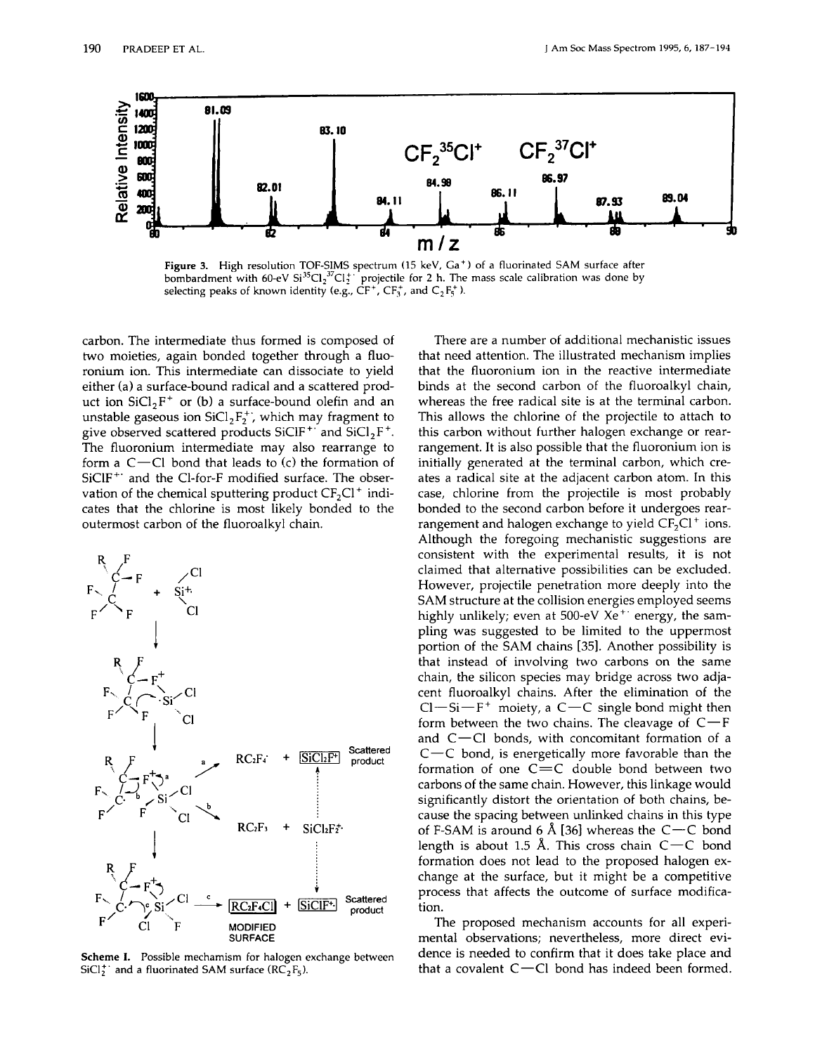81.09

83.10

82.01

84.11

84.98

86.11

86.97

87.93

89.04

$CF_2{}^{35}Cl^+$ $CF_2{}^{37}Cl^+$

Relative Intensity

m/z

**Figure 3.** High resolution TOF-SIMS spectrum (15 keV, $Ga^+$) of a fluorinated SAM surface after bombardment with 60-eV $Si^{35}Cl_2{}^{37}Cl_2^{+\cdot}$ projectile for 2 h. The mass scale calibration was done by selecting peaks of known identity (e.g., $CF^+$, $CF_3^+$, and $C_2F_5^+$).

carbon. The intermediate thus formed is composed of two moieties, again bonded together through a fluoronium ion. This intermediate can dissociate to yield either (a) a surface-bound radical and a scattered product ion $SiCl_2F^+$ or (b) a surface-bound olefin and an unstable gaseous ion $SiCl_2F_2^{+\cdot}$, which may fragment to give observed scattered products $SiClF^{+\cdot}$ and $SiCl_2F^+$. The fluoronium intermediate may also rearrange to form a C—Cl bond that leads to (c) the formation of $SiClF^{+\cdot}$ and the Cl-for-F modified surface. The observation of the chemical sputtering product $CF_2Cl^+$ indicates that the chlorine is most likely bonded to the outermost carbon of the fluoroalkyl chain.

a $RC_2F_4^\cdot$ + $SiCl_2F^+$ Scattered product

b $RC_2F_3$ + $SiCl_2F_2^{+\cdot}$

c $RC_2F_4Cl$ + $SiClF^{+\cdot}$ Scattered product

MODIFIED SURFACE

**Scheme I.** Possible mechamism for halogen exchange between $SiCl_2^{+\cdot}$ and a fluorinated SAM surface ($RC_2F_5$).

There are a number of additional mechanistic issues that need attention. The illustrated mechanism implies that the fluoronium ion in the reactive intermediate binds at the second carbon of the fluoroalkyl chain, whereas the free radical site is at the terminal carbon. This allows the chlorine of the projectile to attach to this carbon without further halogen exchange or rearrangement. It is also possible that the fluoronium ion is initially generated at the terminal carbon, which creates a radical site at the adjacent carbon atom. In this case, chlorine from the projectile is most probably bonded to the second carbon before it undergoes rearrangement and halogen exchange to yield $CF_2Cl^+$ ions. Although the foregoing mechanistic suggestions are consistent with the experimental results, it is not claimed that alternative possibilities can be excluded. However, projectile penetration more deeply into the SAM structure at the collision energies employed seems highly unlikely; even at 500-eV $Xe^{+\cdot}$ energy, the sampling was suggested to be limited to the uppermost portion of the SAM chains [35]. Another possibility is that instead of involving two carbons on the same chain, the silicon species may bridge across two adjacent fluoroalkyl chains. After the elimination of the Cl—Si—$F^+$ moiety, a C—C single bond might then form between the two chains. The cleavage of C—F and C—Cl bonds, with concomitant formation of a C—C bond, is energetically more favorable than the formation of one C=C double bond between two carbons of the same chain. However, this linkage would significantly distort the orientation of both chains, because the spacing between unlinked chains in this type of F-SAM is around 6 Å [36] whereas the C—C bond length is about 1.5 Å. This cross chain C—C bond formation does not lead to the proposed halogen exchange at the surface, but it might be a competitive process that affects the outcome of surface modification.

The proposed mechanism accounts for all experimental observations; nevertheless, more direct evidence is needed to confirm that it does take place and that a covalent C—Cl bond has indeed been formed.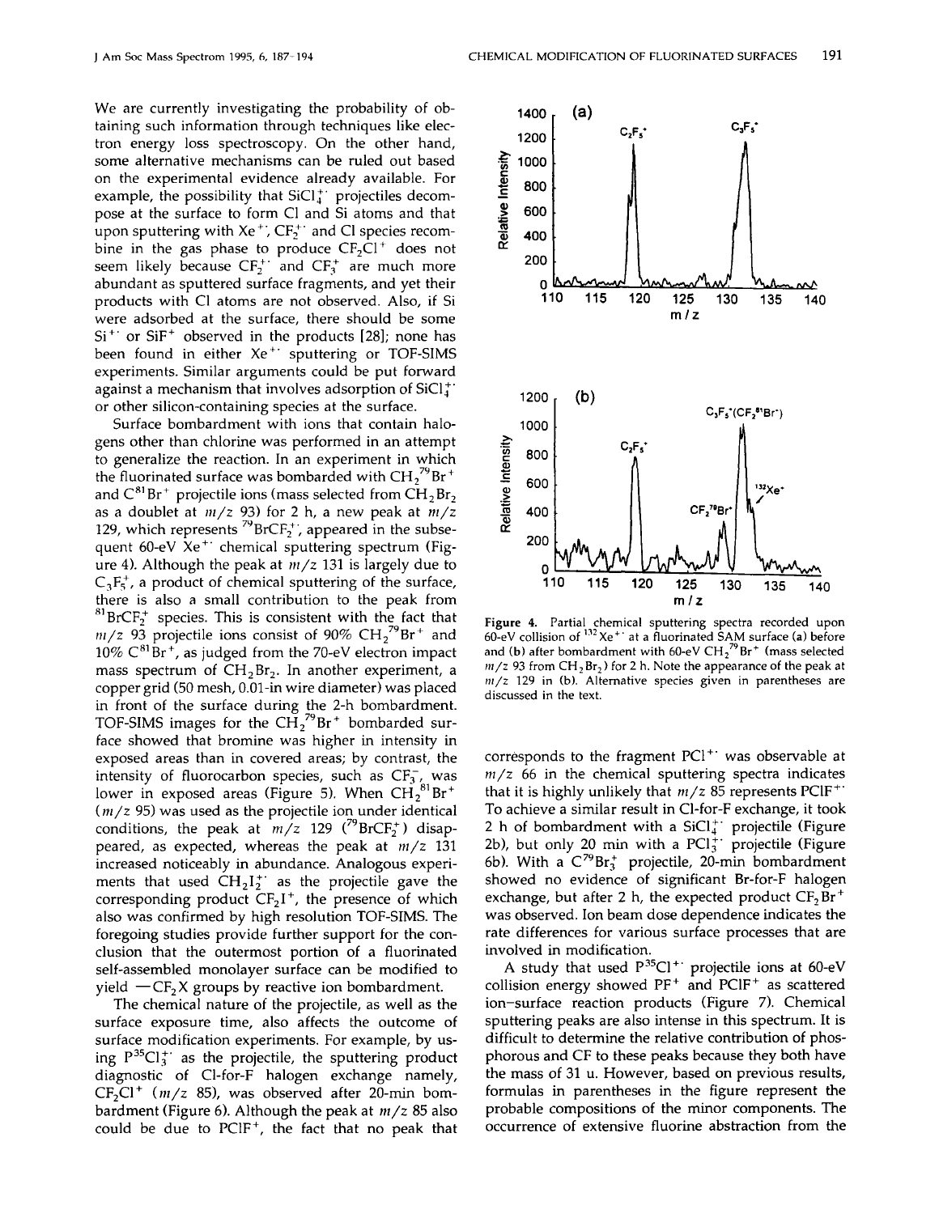We are currently investigating the probability of obtaining such information through techniques like electron energy loss spectroscopy. On the other hand, some alternative mechanisms can be ruled out based on the experimental evidence already available. For example, the possibility that $SiCl_4^{+\cdot}$ projectiles decompose at the surface to form Cl and Si atoms and that upon sputtering with $Xe^{+\cdot}$, $CF_2^{+\cdot}$ and Cl species recombine in the gas phase to produce $CF_2Cl^+$ does not seem likely because $CF_2^{+\cdot}$ and $CF_3^+$ are much more abundant as sputtered surface fragments, and yet their products with Cl atoms are not observed. Also, if Si were adsorbed at the surface, there should be some $Si^{+\cdot}$ or $SiF^+$ observed in the products [28]; none has been found in either $Xe^{+\cdot}$ sputtering or TOF-SIMS experiments. Similar arguments could be put forward against a mechanism that involves adsorption of $SiCl_4^{+\cdot}$ or other silicon-containing species at the surface.

Surface bombardment with ions that contain halogens other than chlorine was performed in an attempt to generalize the reaction. In an experiment in which the fluorinated surface was bombarded with $CH_2{}^{79}Br^+$ and $C^{81}Br^+$ projectile ions (mass selected from $CH_2Br_2$ as a doublet at $m/z$ 93) for 2 h, a new peak at $m/z$ 129, which represents $^{79}BrCF_2^{+\cdot}$, appeared in the subsequent 60-eV $Xe^{+\cdot}$ chemical sputtering spectrum (Figure 4). Although the peak at $m/z$ 131 is largely due to $C_3F_5^+$, a product of chemical sputtering of the surface, there is also a small contribution to the peak from $^{81}BrCF_2^+$ species. This is consistent with the fact that $m/z$ 93 projectile ions consist of 90% $CH_2{}^{79}Br^+$ and 10% $C^{81}Br^+$, as judged from the 70-eV electron impact mass spectrum of $CH_2Br_2$. In another experiment, a copper grid (50 mesh, 0.01-in wire diameter) was placed in front of the surface during the 2-h bombardment. TOF-SIMS images for the $CH_2{}^{79}Br^+$ bombarded surface showed that bromine was higher in intensity in exposed areas than in covered areas; by contrast, the intensity of fluorocarbon species, such as $CF_3^-$, was lower in exposed areas (Figure 5). When $CH_2{}^{81}Br^+$ ($m/z$ 95) was used as the projectile ion under identical conditions, the peak at $m/z$ 129 ($^{79}BrCF_2^+$) disappeared, as expected, whereas the peak at $m/z$ 131 increased noticeably in abundance. Analogous experiments that used $CH_2I_2^{+\cdot}$ as the projectile gave the corresponding product $CF_2I^+$, the presence of which also was confirmed by high resolution TOF-SIMS. The foregoing studies provide further support for the conclusion that the outermost portion of a fluorinated self-assembled monolayer surface can be modified to yield $-CF_2X$ groups by reactive ion bombardment.

The chemical nature of the projectile, as well as the surface exposure time, also affects the outcome of surface modification experiments. For example, by using $P^{35}Cl_3^{+\cdot}$ as the projectile, the sputtering product diagnostic of Cl-for-F halogen exchange namely, $CF_2Cl^+$ ($m/z$ 85), was observed after 20-min bombardment (Figure 6). Although the peak at $m/z$ 85 also could be due to $PClF^+$, the fact that no peak that

(a)

Relative Intensity

1400, 1200, 1000, 800, 600, 400, 200, 0

$C_2F_5^+$

$C_3F_5^+$

110 115 120 125 130 135 140

m / z

(b)

Relative Intensity

1200, 1000, 800, 600, 400, 200, 0

$C_2F_5^+$

$C_3F_5^+(CF_2{}^{81}Br^+)$

$CF_2{}^{79}Br^+$

$^{132}Xe^+$

110 115 120 125 130 135 140

m / z

**Figure 4.** Partial chemical sputtering spectra recorded upon 60-eV collision of $^{132}Xe^{+\cdot}$ at a fluorinated SAM surface (a) before and (b) after bombardment with 60-eV $CH_2{}^{79}Br^+$ (mass selected $m/z$ 93 from $CH_2Br_2$) for 2 h. Note the appearance of the peak at $m/z$ 129 in (b). Alternative species given in parentheses are discussed in the text.

corresponds to the fragment $PCl^{+\cdot}$ was observable at $m/z$ 66 in the chemical sputtering spectrum indicates that it is highly unlikely that $m/z$ 85 represents $PClF^{+\cdot}$. To achieve a similar result in Cl-for-F exchange, it took 2 h of bombardment with a $SiCl_4^{+\cdot}$ projectile (Figure 2b), but only 20 min with a $PCl_3^{+\cdot}$ projectile (Figure 6b). With a $C^{79}Br_3^+$ projectile, 20-min bombardment showed no evidence of significant Br-for-F halogen exchange, but after 2 h, the expected product $CF_2Br^+$ was observed. Ion beam dose dependence indicates the rate differences for various surface processes that are involved in modification.

A study that used $P^{35}Cl^{+\cdot}$ projectile ions at 60-eV collision energy showed $PF^+$ and $PClF^+$ as scattered ion–surface reaction products (Figure 7). Chemical sputtering peaks are also intense in this spectrum. It is difficult to determine the relative contribution of phosphorous and CF to these peaks because they both have the mass of 31 u. However, based on previous results, formulas in parentheses in the figure represent the probable compositions of the minor components. The occurrence of extensive fluorine abstraction from the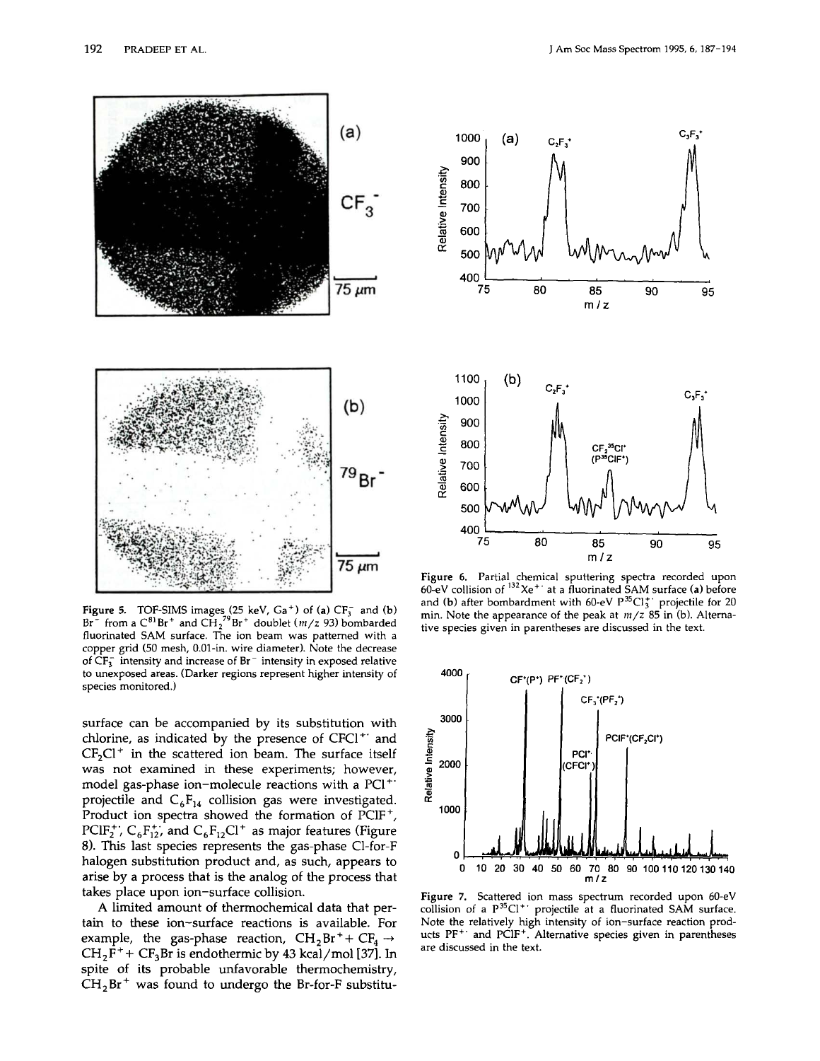(a)

$CF_3^-$

75 μm

(b)

$^{79}Br^-$

75 μm

**Figure 5.** TOF-SIMS images (25 keV, $Ga^+$) of (a) $CF_3^-$ and (b) $Br^-$ from a $C^{81}Br^+$ and $CH_2^{79}Br^+$ doublet (*m/z* 93) bombarded fluorinated SAM surface. The ion beam was patterned with a copper grid (50 mesh, 0.01-in. wire diameter). Note the decrease of $CF_3^-$ intensity and increase of $Br^-$ intensity in exposed relative to unexposed areas. (Darker regions represent higher intensity of species monitored.)

surface can be accompanied by its substitution with chlorine, as indicated by the presence of $CFCl^{+\cdot}$ and $CF_2Cl^+$ in the scattered ion beam. The surface itself was not examined in these experiments; however, model gas-phase ion–molecule reactions with a $PCl^{+\cdot}$ projectile and $C_6F_{14}$ collision gas were investigated. Product ion spectra showed the formation of $PClF^+$, $PClF_2^{+\cdot}$, $C_6F_{12}^{+\cdot}$, and $C_6F_{12}Cl^+$ as major features (Figure 8). This last species represents the gas-phase Cl-for-F halogen substitution product and, as such, appears to arise by a process that is the analog of the process that takes place upon ion–surface collision.

A limited amount of thermochemical data that pertain to these ion–surface reactions is available. For example, the gas-phase reaction, $CH_2Br^+ + CF_4 \rightarrow CH_2F^+ + CF_3Br$ is endothermic by 43 kcal/mol [37]. In spite of its probable unfavorable thermochemistry, $CH_2Br^+$ was found to undergo the Br-for-F substitu-

(a)

Relative Intensity

1000
900
800
700
600
500
400

75 80 85 90 95

m / z

$C_2F_3^+$

$C_3F_3^+$

(b)

Relative Intensity

1100
1000
900
800
700
600
500
400

75 80 85 90 95

m / z

$C_2F_3^+$

$CF_2{}^{35}Cl^+$ ($P^{35}ClF^+$)

$C_3F_3^+$

**Figure 6.** Partial chemical sputtering spectra recorded upon 60-eV collision of $^{132}Xe^{+\cdot}$ at a fluorinated SAM surface (a) before and (b) after bombardment with 60-eV $P^{35}Cl_3^{+\cdot}$ projectile for 20 min. Note the appearance of the peak at *m/z* 85 in (b). Alternative species given in parentheses are discussed in the text.

Relative Intensity

4000
3000
2000
1000
0

0 10 20 30 40 50 60 70 80 90 100 110 120 130 140

m / z

$CF^+(P^+)$

$PF^+(CF_2^+)$

$CF_3^+(PF_2^+)$

$PCl^{+\cdot}$ ($CFCl^+$)

$PClF^+(CF_2Cl^+)$

**Figure 7.** Scattered ion mass spectrum recorded upon 60-eV collision of a $P^{35}Cl^{+\cdot}$ projectile at a fluorinated SAM surface. Note the relatively high intensity of ion–surface reaction products $PF^{+\cdot}$ and $PClF^+$. Alternative species given in parentheses are discussed in the text.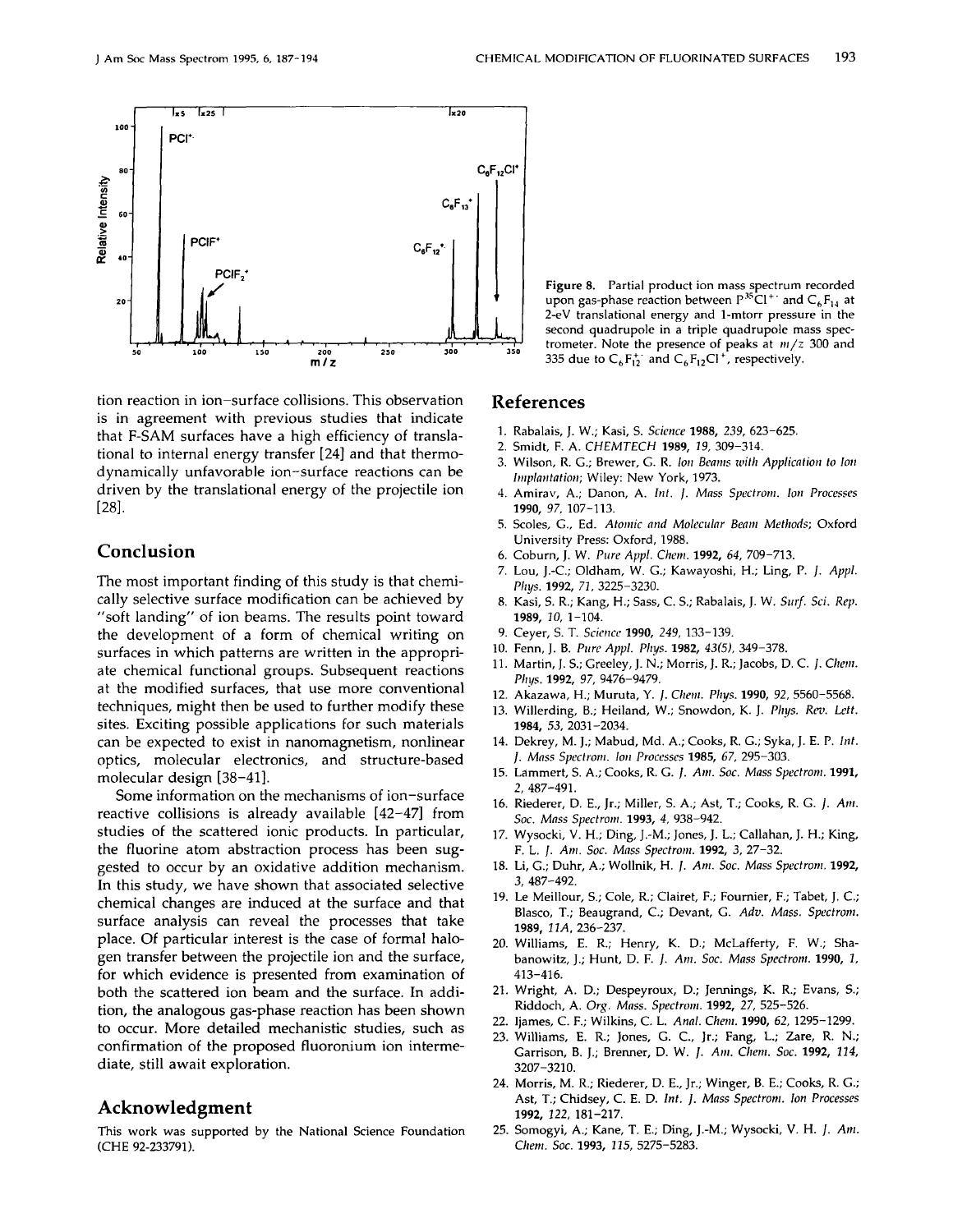x5 x25 x20

100

80

60

40

20

Relative Intensity

PCl$^{+\cdot}$

PClF$^{+}$

PClF$_2^{+}$

$C_6F_{12}Cl^{+}$

$C_6F_{13}^{+}$

$C_6F_{12}^{+\cdot}$

50 100 150 200 250 300 350

m/z

Figure 8. Partial product ion mass spectrum recorded upon gas-phase reaction between $P^{35}Cl^{+\cdot}$ and $C_6F_{14}$ at 2-eV translational energy and 1-mtorr pressure in the second quadrupole in a triple quadrupole mass spectrometer. Note the presence of peaks at $m/z$ 300 and 335 due to $C_6F_{12}^{+\cdot}$ and $C_6F_{12}Cl^{+}$, respectively.

tion reaction in ion–surface collisions. This observation is in agreement with previous studies that indicate that F-SAM surfaces have a high efficiency of translational to internal energy transfer [24] and that thermodynamically unfavorable ion–surface reactions can be driven by the translational energy of the projectile ion [28].

## Conclusion

The most important finding of this study is that chemically selective surface modification can be achieved by "soft landing" of ion beams. The results point toward the development of a form of chemical writing on surfaces in which patterns are written in the appropriate chemical functional groups. Subsequent reactions at the modified surfaces, that use more conventional techniques, might then be used to further modify these sites. Exciting possible applications for such materials can be expected to exist in nanomagnetism, nonlinear optics, molecular electronics, and structure-based molecular design [38–41].

Some information on the mechanisms of ion–surface reactive collisions is already available [42–47] from studies of the scattered ionic products. In particular, the fluorine atom abstraction process has been suggested to occur by an oxidative addition mechanism. In this study, we have shown that associated selective chemical changes are induced at the surface and that surface analysis can reveal the processes that take place. Of particular interest is the case of formal halogen transfer between the projectile ion and the surface, for which evidence is presented from examination of both the scattered ion beam and the surface. In addition, the analogous gas-phase reaction has been shown to occur. More detailed mechanistic studies, such as confirmation of the proposed fluoronium ion intermediate, still await exploration.

## Acknowledgment

This work was supported by the National Science Foundation (CHE 92-233791).

## References

1. Rabalais, J. W.; Kasi, S. *Science* **1988**, *239*, 623–625.
2. Smidt, F. A. *CHEMTECH* **1989**, *19*, 309–314.
3. Wilson, R. G.; Brewer, G. R. *Ion Beams with Application to Ion Implantation*; Wiley: New York, 1973.
4. Amirav, A.; Danon, A. *Int. J. Mass Spectrom. Ion Processes* **1990**, *97*, 107–113.
5. Scoles, G., Ed. *Atomic and Molecular Beam Methods*; Oxford University Press: Oxford, 1988.
6. Coburn, J. W. *Pure Appl. Chem.* **1992**, *64*, 709–713.
7. Lou, J.-C.; Oldham, W. G.; Kawayoshi, H.; Ling, P. *J. Appl. Phys.* **1992**, *71*, 3225–3230.
8. Kasi, S. R.; Kang, H.; Sass, C. S.; Rabalais, J. W. *Surf. Sci. Rep.* **1989**, *10*, 1–104.
9. Ceyer, S. T. *Science* **1990**, *249*, 133–139.
10. Fenn, J. B. *Pure Appl. Phys.* **1982**, *43(5)*, 349–378.
11. Martin, J. S.; Greeley, J. N.; Morris, J. R.; Jacobs, D. C. *J. Chem. Phys.* **1992**, *97*, 9476–9479.
12. Akazawa, H.; Muruta, Y. *J. Chem. Phys.* **1990**, *92*, 5560–5568.
13. Willerding, B.; Heiland, W.; Snowdon, K. J. *Phys. Rev. Lett.* **1984**, *53*, 2031–2034.
14. Dekrey, M. J.; Mabud, Md. A.; Cooks, R. G.; Syka, J. E. P. *Int. J. Mass Spectrom. Ion Processes* **1985**, *67*, 295–303.
15. Lammert, S. A.; Cooks, R. G. *J. Am. Soc. Mass Spectrom.* **1991**, *2*, 487–491.
16. Riederer, D. E., Jr.; Miller, S. A.; Ast, T.; Cooks, R. G. *J. Am. Soc. Mass Spectrom.* **1993**, *4*, 938–942.
17. Wysocki, V. H.; Ding, J.-M.; Jones, J. L.; Callahan, J. H.; King, F. L. *J. Am. Soc. Mass Spectrom.* **1992**, *3*, 27–32.
18. Li, G.; Duhr, A.; Wollnik, H. *J. Am. Soc. Mass Spectrom.* **1992**, *3*, 487–492.
19. Le Meillour, S.; Cole, R.; Clairet, F.; Fournier, F.; Tabet, J. C.; Blasco, T.; Beaugrand, C.; Devant, G. *Adv. Mass. Spectrom.* **1989**, *11A*, 236–237.
20. Williams, E. R.; Henry, K. D.; McLafferty, F. W.; Shabanowitz, J.; Hunt, D. F. *J. Am. Soc. Mass Spectrom.* **1990**, *1*, 413–416.
21. Wright, A. D.; Despeyroux, D.; Jennings, K. R.; Evans, S.; Riddoch, A. *Org. Mass. Spectrom.* **1992**, *27*, 525–526.
22. Ijames, C. F.; Wilkins, C. L. *Anal. Chem.* **1990**, *62*, 1295–1299.
23. Williams, E. R.; Jones, G. C., Jr.; Fang, L.; Zare, R. N.; Garrison, B. J.; Brenner, D. W. *J. Am. Chem. Soc.* **1992**, *114*, 3207–3210.
24. Morris, M. R.; Riederer, D. E., Jr.; Winger, B. E.; Cooks, R. G.; Ast, T.; Chidsey, C. E. D. *Int. J. Mass Spectrom. Ion Processes* **1992**, *122*, 181–217.
25. Somogyi, A.; Kane, T. E.; Ding, J.-M.; Wysocki, V. H. *J. Am. Chem. Soc.* **1993**, *115*, 5275–5283.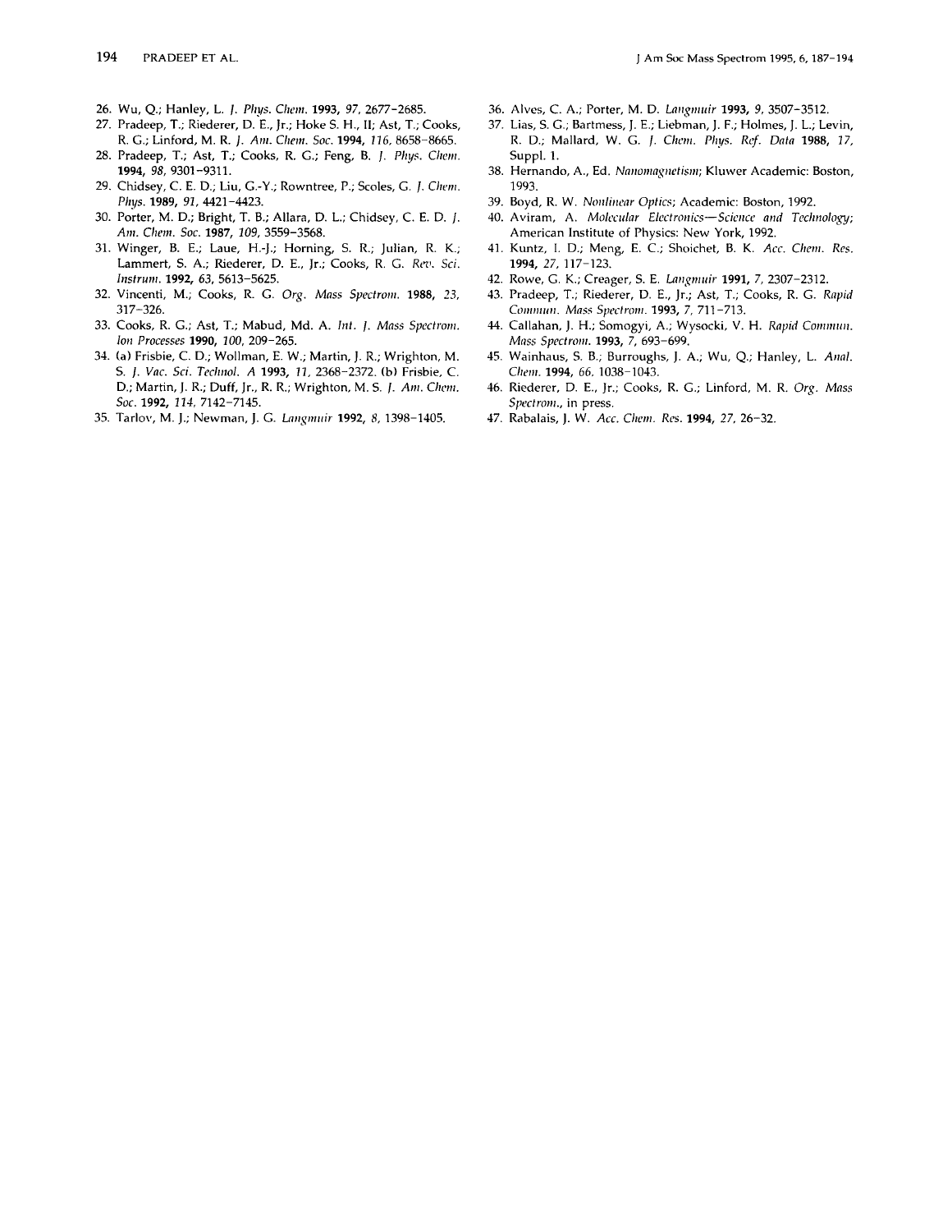26. Wu, Q.; Hanley, L. *J. Phys. Chem.* **1993,** *97,* 2677–2685.
27. Pradeep, T.; Riederer, D. E., Jr.; Hoke S. H., II; Ast, T.; Cooks, R. G.; Linford, M. R. *J. Am. Chem. Soc.* **1994,** *116,* 8658–8665.
28. Pradeep, T.; Ast, T.; Cooks, R. G.; Feng, B. *J. Phys. Chem.* **1994,** *98,* 9301–9311.
29. Chidsey, C. E. D.; Liu, G.-Y.; Rowntree, P.; Scoles, G. *J. Chem. Phys.* **1989,** *91,* 4421–4423.
30. Porter, M. D.; Bright, T. B.; Allara, D. L.; Chidsey, C. E. D. *J. Am. Chem. Soc.* **1987,** *109,* 3559–3568.
31. Winger, B. E.; Laue, H.-J.; Horning, S. R.; Julian, R. K.; Lammert, S. A.; Riederer, D. E., Jr.; Cooks, R. G. *Rev. Sci. Instrum.* **1992,** *63,* 5613–5625.
32. Vincenti, M.; Cooks, R. G. *Org. Mass Spectrom.* **1988,** *23,* 317–326.
33. Cooks, R. G.; Ast, T.; Mabud, Md. A. *Int. J. Mass Spectrom. Ion Processes* **1990,** *100,* 209–265.
34. (a) Frisbie, C. D.; Wollman, E. W.; Martin, J. R.; Wrighton, M. S. *J. Vac. Sci. Technol. A* **1993,** *11,* 2368–2372. (b) Frisbie, C. D.; Martin, J. R.; Duff, Jr., R. R.; Wrighton, M. S. *J. Am. Chem. Soc.* **1992,** *114,* 7142–7145.
35. Tarlov, M. J.; Newman, J. G. *Langmuir* **1992,** *8,* 1398–1405.
36. Alves, C. A.; Porter, M. D. *Langmuir* **1993,** *9,* 3507–3512.
37. Lias, S. G.; Bartmess, J. E.; Liebman, J. F.; Holmes, J. L.; Levin, R. D.; Mallard, W. G. *J. Chem. Phys. Ref. Data* **1988,** *17,* Suppl. 1.
38. Hernando, A., Ed. *Nanomagnetism;* Kluwer Academic: Boston, 1993.
39. Boyd, R. W. *Nonlinear Optics;* Academic: Boston, 1992.
40. Aviram, A. *Molecular Electronics—Science and Technology;* American Institute of Physics: New York, 1992.
41. Kuntz, I. D.; Meng, E. C.; Shoichet, B. K. *Acc. Chem. Res.* **1994,** *27,* 117–123.
42. Rowe, G. K.; Creager, S. E. *Langmuir* **1991,** *7,* 2307–2312.
43. Pradeep, T.; Riederer, D. E., Jr.; Ast, T.; Cooks, R. G. *Rapid Commun. Mass Spectrom.* **1993,** *7,* 711–713.
44. Callahan, J. H.; Somogyi, A.; Wysocki, V. H. *Rapid Commun. Mass Spectrom.* **1993,** *7,* 693–699.
45. Wainhaus, S. B.; Burroughs, J. A.; Wu, Q.; Hanley, L. *Anal. Chem.* **1994,** *66,* 1038–1043.
46. Riederer, D. E., Jr.; Cooks, R. G.; Linford, M. R. *Org. Mass Spectrom.,* in press.
47. Rabalais, J. W. *Acc. Chem. Res.* **1994,** *27,* 26–32.